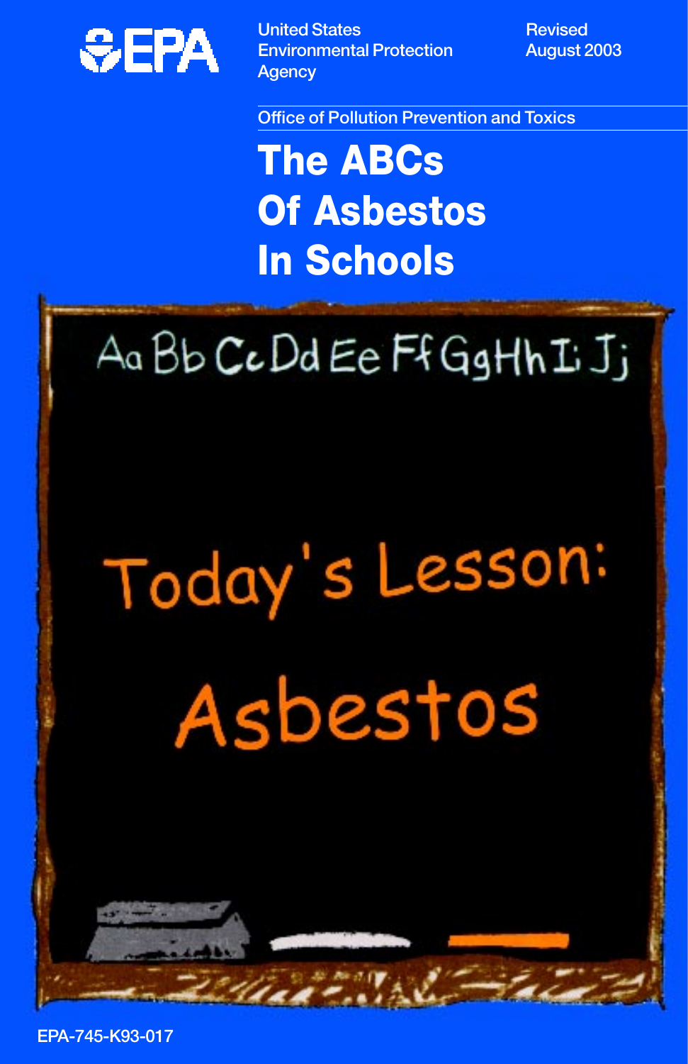EPA

United States Environmental Protection Agency

Revised August 2003

Office of Pollution Prevention and Toxics

# The ABCs Of Asbestos In Schools

Aa Bb Cc Dd Ee Ff Gg Hh Ii Jj

Today's Lesson:

Asbestos

EPA-745-K93-017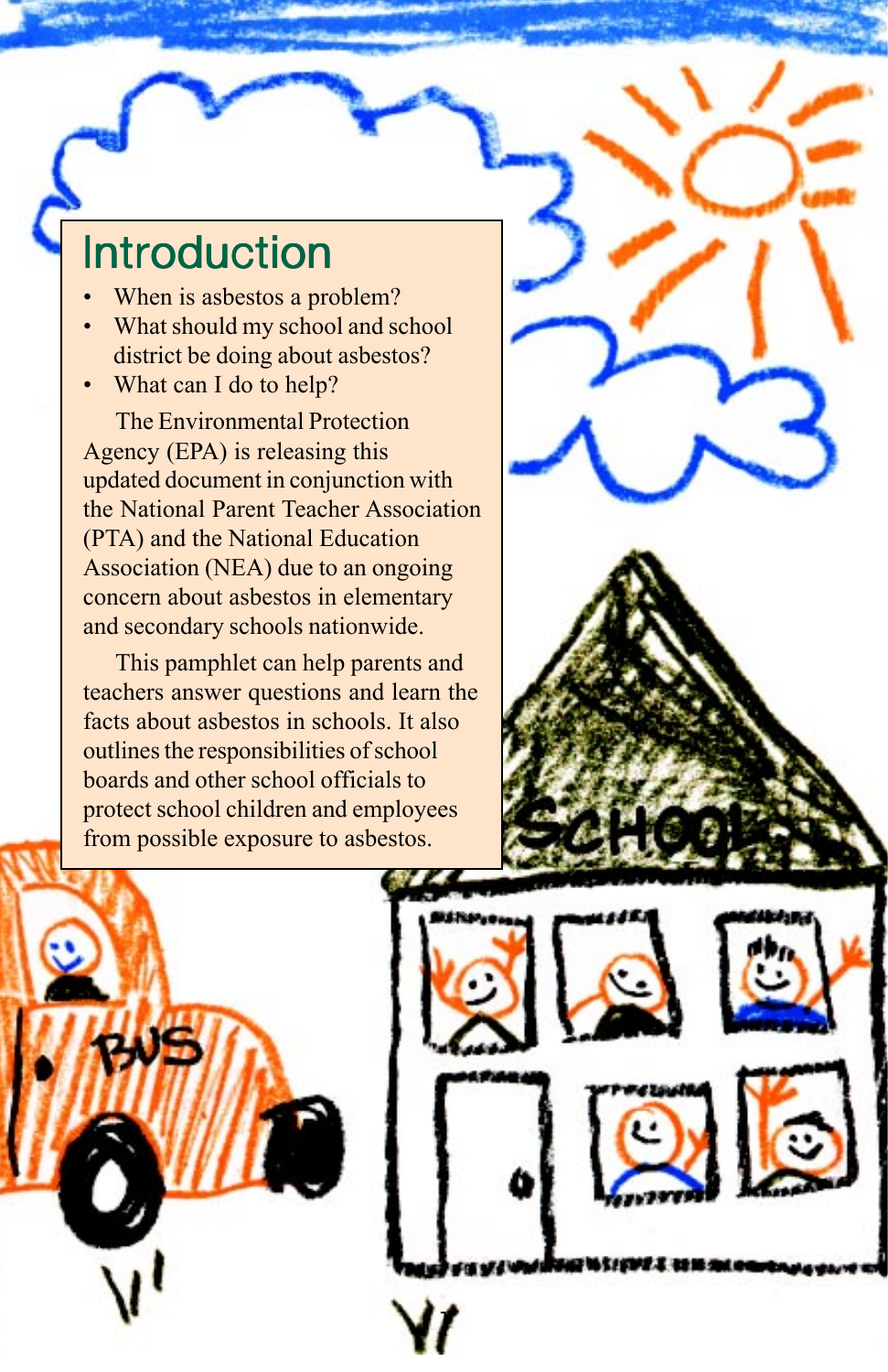## Introduction

- When is asbestos a problem?
- What should my school and school district be doing about asbestos?
- What can I do to help?

The Environmental Protection Agency (EPA) is releasing this updated document in conjunction with the National Parent Teacher Association (PTA) and the National Education Association (NEA) due to an ongoing concern about asbestos in elementary and secondary schools nationwide.

This pamphlet can help parents and teachers answer questions and learn the facts about asbestos in schools. It also outlines the responsibilities of school boards and other school officials to protect school children and employees from possible exposure to asbestos.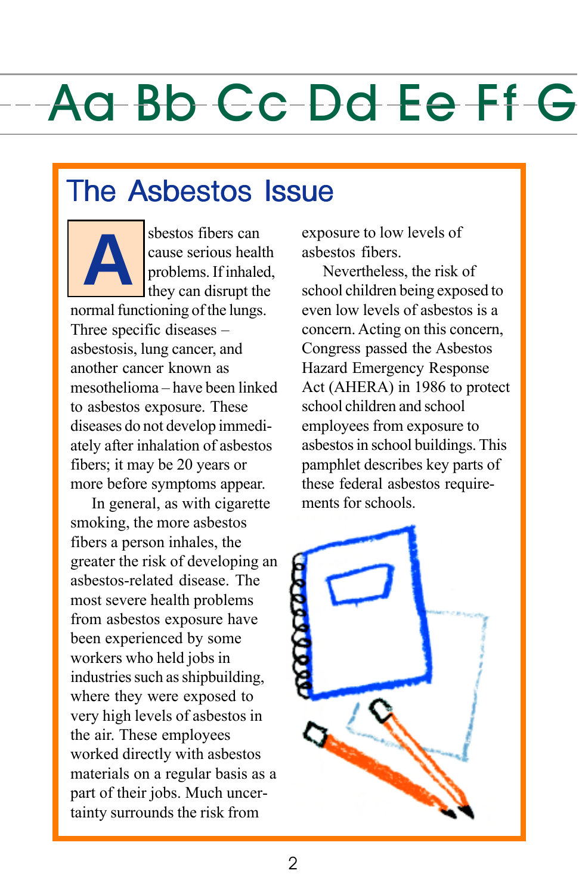# The Asbestos Issue

Asbestos fibers can cause serious health problems. If inhaled, they can disrupt the normal functioning of the lungs. Three specific diseases – asbestosis, lung cancer, and another cancer known as mesothelioma – have been linked to asbestos exposure. These diseases do not develop immediately after inhalation of asbestos fibers; it may be 20 years or more before symptoms appear.

In general, as with cigarette smoking, the more asbestos fibers a person inhales, the greater the risk of developing an asbestos-related disease. The most severe health problems from asbestos exposure have been experienced by some workers who held jobs in industries such as shipbuilding, where they were exposed to very high levels of asbestos in the air. These employees worked directly with asbestos materials on a regular basis as a part of their jobs. Much uncertainty surrounds the risk from exposure to low levels of asbestos fibers.

Nevertheless, the risk of school children being exposed to even low levels of asbestos is a concern. Acting on this concern, Congress passed the Asbestos Hazard Emergency Response Act (AHERA) in 1986 to protect school children and school employees from exposure to asbestos in school buildings. This pamphlet describes key parts of these federal asbestos requirements for schools.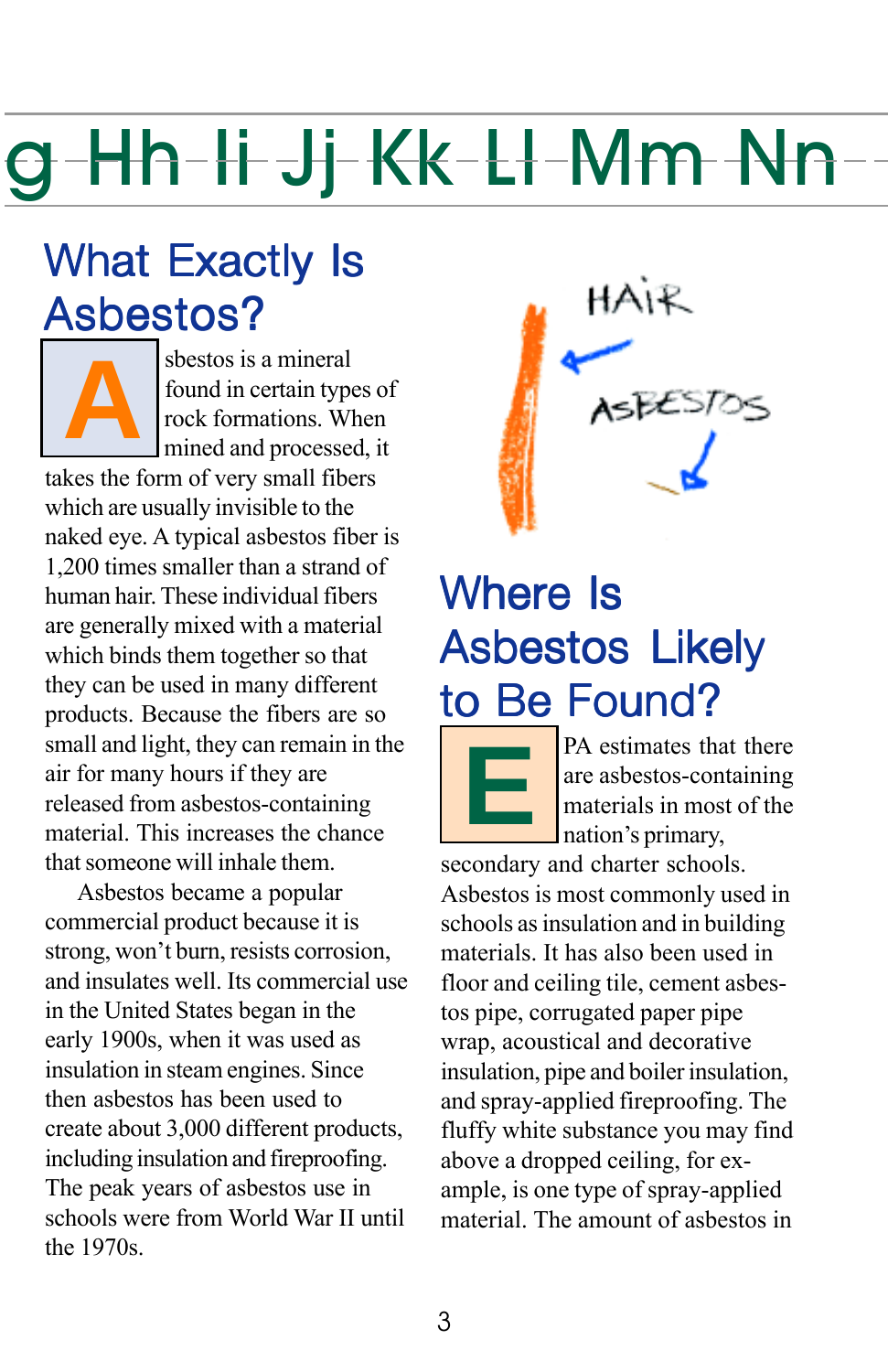## What Exactly Is Asbestos?

Asbestos is a mineral found in certain types of rock formations. When mined and processed, it takes the form of very small fibers which are usually invisible to the naked eye. A typical asbestos fiber is 1,200 times smaller than a strand of human hair. These individual fibers are generally mixed with a material which binds them together so that they can be used in many different products. Because the fibers are so small and light, they can remain in the air for many hours if they are released from asbestos-containing material. This increases the chance that someone will inhale them.

Asbestos became a popular commercial product because it is strong, won't burn, resists corrosion, and insulates well. Its commercial use in the United States began in the early 1900s, when it was used as insulation in steam engines. Since then asbestos has been used to create about 3,000 different products, including insulation and fireproofing. The peak years of asbestos use in schools were from World War II until the 1970s.

HAIR

ASBESTOS

## Where Is Asbestos Likely to Be Found?

EPA estimates that there are asbestos-containing materials in most of the nation's primary, secondary and charter schools. Asbestos is most commonly used in schools as insulation and in building materials. It has also been used in floor and ceiling tile, cement asbestos pipe, corrugated paper pipe wrap, acoustical and decorative insulation, pipe and boiler insulation, and spray-applied fireproofing. The fluffy white substance you may find above a dropped ceiling, for example, is one type of spray-applied material. The amount of asbestos in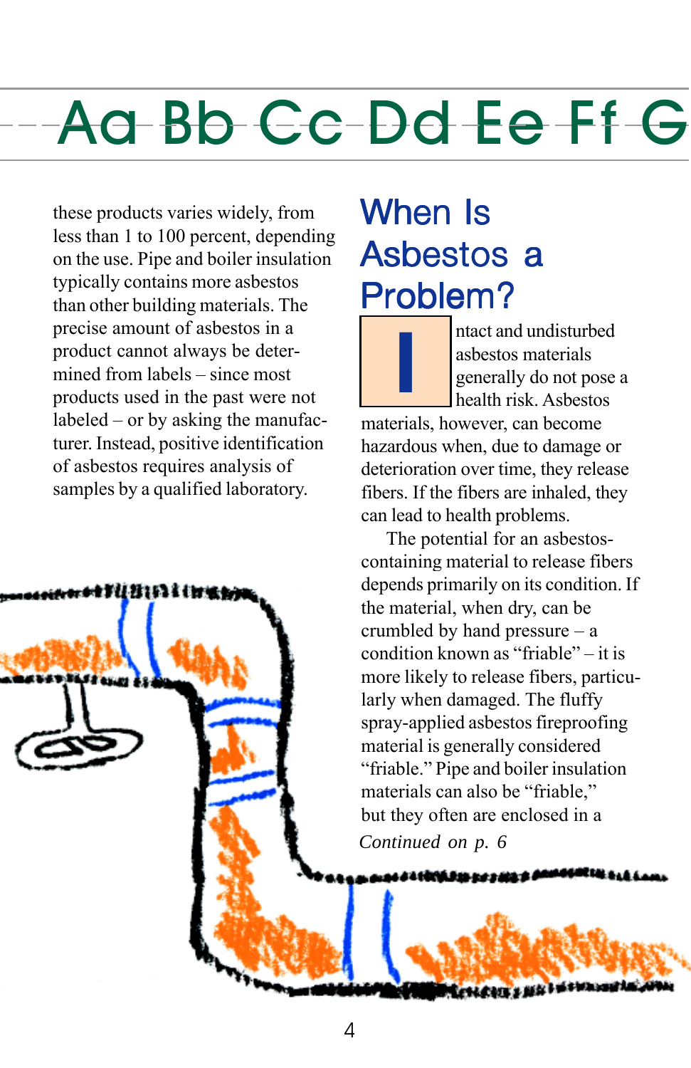these products varies widely, from less than 1 to 100 percent, depending on the use. Pipe and boiler insulation typically contains more asbestos than other building materials. The precise amount of asbestos in a product cannot always be determined from labels – since most products used in the past were not labeled – or by asking the manufacturer. Instead, positive identification of asbestos requires analysis of samples by a qualified laboratory.

## When Is Asbestos a Problem?

Intact and undisturbed asbestos materials generally do not pose a health risk. Asbestos materials, however, can become hazardous when, due to damage or deterioration over time, they release fibers. If the fibers are inhaled, they can lead to health problems.

The potential for an asbestos-containing material to release fibers depends primarily on its condition. If the material, when dry, can be crumbled by hand pressure – a condition known as "friable" – it is more likely to release fibers, particularly when damaged. The fluffy spray-applied asbestos fireproofing material is generally considered "friable." Pipe and boiler insulation materials can also be "friable," but they often are enclosed in a

*Continued on p. 6*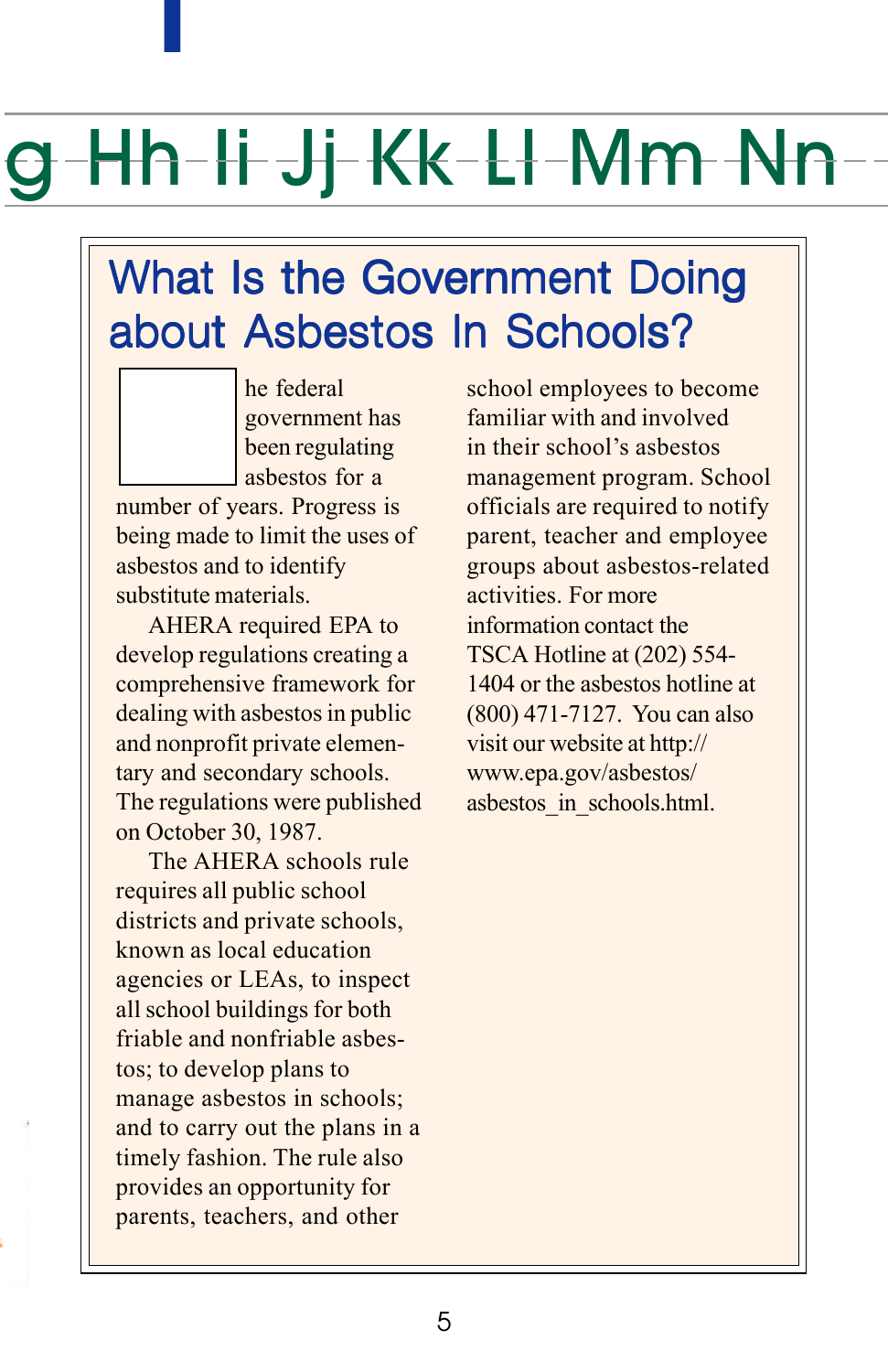# What Is the Government Doing about Asbestos In Schools?

The federal government has been regulating asbestos for a number of years. Progress is being made to limit the uses of asbestos and to identify substitute materials.

AHERA required EPA to develop regulations creating a comprehensive framework for dealing with asbestos in public and nonprofit private elementary and secondary schools. The regulations were published on October 30, 1987.

The AHERA schools rule requires all public school districts and private schools, known as local education agencies or LEAs, to inspect all school buildings for both friable and nonfriable asbestos; to develop plans to manage asbestos in schools; and to carry out the plans in a timely fashion. The rule also provides an opportunity for parents, teachers, and other school employees to become familiar with and involved in their school's asbestos management program. School officials are required to notify parent, teacher and employee groups about asbestos-related activities. For more information contact the TSCA Hotline at (202) 554-1404 or the asbestos hotline at (800) 471-7127. You can also visit our website at http://www.epa.gov/asbestos/asbestos_in_schools.html.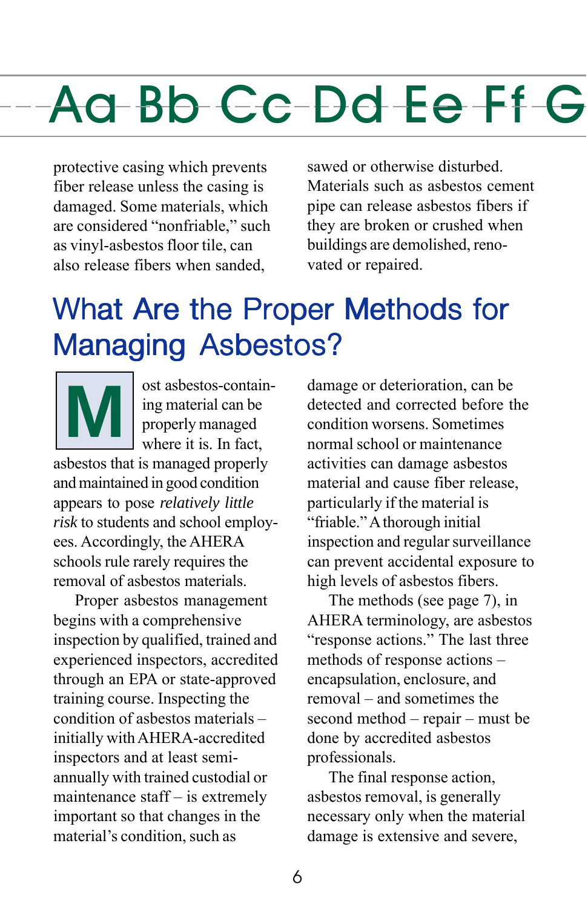protective casing which prevents fiber release unless the casing is damaged. Some materials, which are considered "nonfriable," such as vinyl-asbestos floor tile, can also release fibers when sanded, sawed or otherwise disturbed. Materials such as asbestos cement pipe can release asbestos fibers if they are broken or crushed when buildings are demolished, renovated or repaired.

## What Are the Proper Methods for Managing Asbestos?

Most asbestos-containing material can be properly managed where it is. In fact, asbestos that is managed properly and maintained in good condition appears to pose *relatively little risk* to students and school employees. Accordingly, the AHERA schools rule rarely requires the removal of asbestos materials.

Proper asbestos management begins with a comprehensive inspection by qualified, trained and experienced inspectors, accredited through an EPA or state-approved training course. Inspecting the condition of asbestos materials – initially with AHERA-accredited inspectors and at least semi-annually with trained custodial or maintenance staff – is extremely important so that changes in the material's condition, such as damage or deterioration, can be detected and corrected before the condition worsens. Sometimes normal school or maintenance activities can damage asbestos material and cause fiber release, particularly if the material is "friable." A thorough initial inspection and regular surveillance can prevent accidental exposure to high levels of asbestos fibers.

The methods (see page 7), in AHERA terminology, are asbestos "response actions." The last three methods of response actions – encapsulation, enclosure, and removal – and sometimes the second method – repair – must be done by accredited asbestos professionals.

The final response action, asbestos removal, is generally necessary only when the material damage is extensive and severe,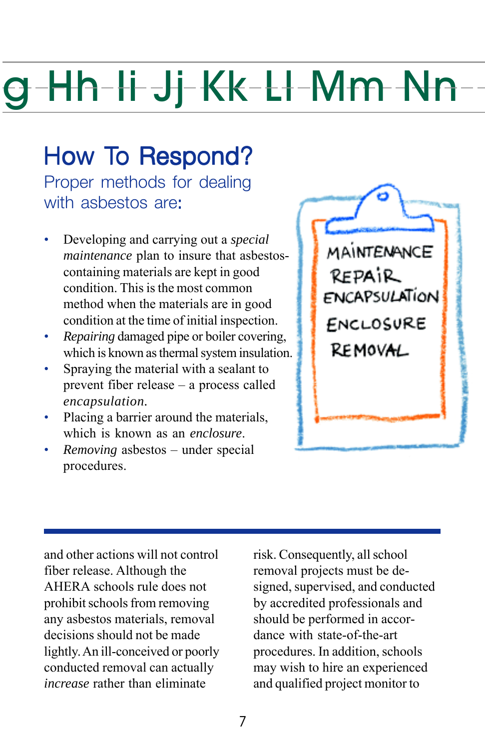## How To Respond?

Proper methods for dealing with asbestos are:

- Developing and carrying out a *special maintenance* plan to insure that asbestos-containing materials are kept in good condition. This is the most common method when the materials are in good condition at the time of initial inspection.
- *Repairing* damaged pipe or boiler covering, which is known as thermal system insulation.
- Spraying the material with a sealant to prevent fiber release – a process called *encapsulation*.
- Placing a barrier around the materials, which is known as an *enclosure*.
- *Removing* asbestos – under special procedures.

MAINTENANCE
REPAIR
ENCAPSULATION
ENCLOSURE
REMOVAL

and other actions will not control fiber release. Although the AHERA schools rule does not prohibit schools from removing any asbestos materials, removal decisions should not be made lightly. An ill-conceived or poorly conducted removal can actually *increase* rather than eliminate risk. Consequently, all school removal projects must be designed, supervised, and conducted by accredited professionals and should be performed in accordance with state-of-the-art procedures. In addition, schools may wish to hire an experienced and qualified project monitor to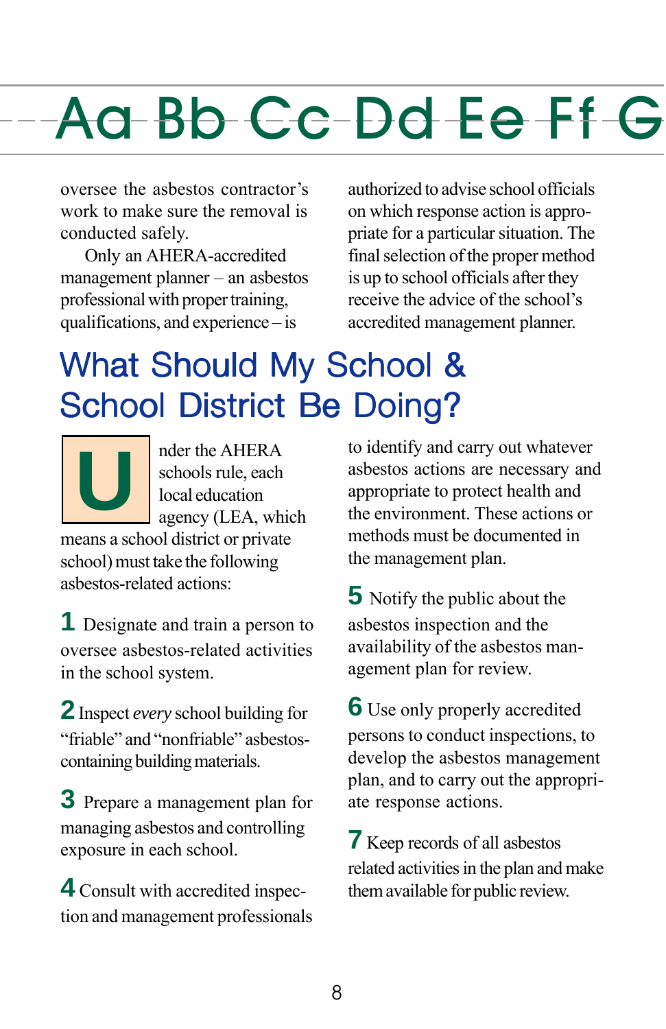oversee the asbestos contractor's work to make sure the removal is conducted safely.

Only an AHERA-accredited management planner – an asbestos professional with proper training, qualifications, and experience – is authorized to advise school officials on which response action is appropriate for a particular situation. The final selection of the proper method is up to school officials after they receive the advice of the school's accredited management planner.

# What Should My School & School District Be Doing?

Under the AHERA schools rule, each local education agency (LEA, which means a school district or private school) must take the following asbestos-related actions:

**1** Designate and train a person to oversee asbestos-related activities in the school system.

**2** Inspect *every* school building for "friable" and "nonfriable" asbestos-containing building materials.

**3** Prepare a management plan for managing asbestos and controlling exposure in each school.

**4** Consult with accredited inspection and management professionals to identify and carry out whatever asbestos actions are necessary and appropriate to protect health and the environment. These actions or methods must be documented in the management plan.

**5** Notify the public about the asbestos inspection and the availability of the asbestos management plan for review.

**6** Use only properly accredited persons to conduct inspections, to develop the asbestos management plan, and to carry out the appropriate response actions.

**7** Keep records of all asbestos related activities in the plan and make them available for public review.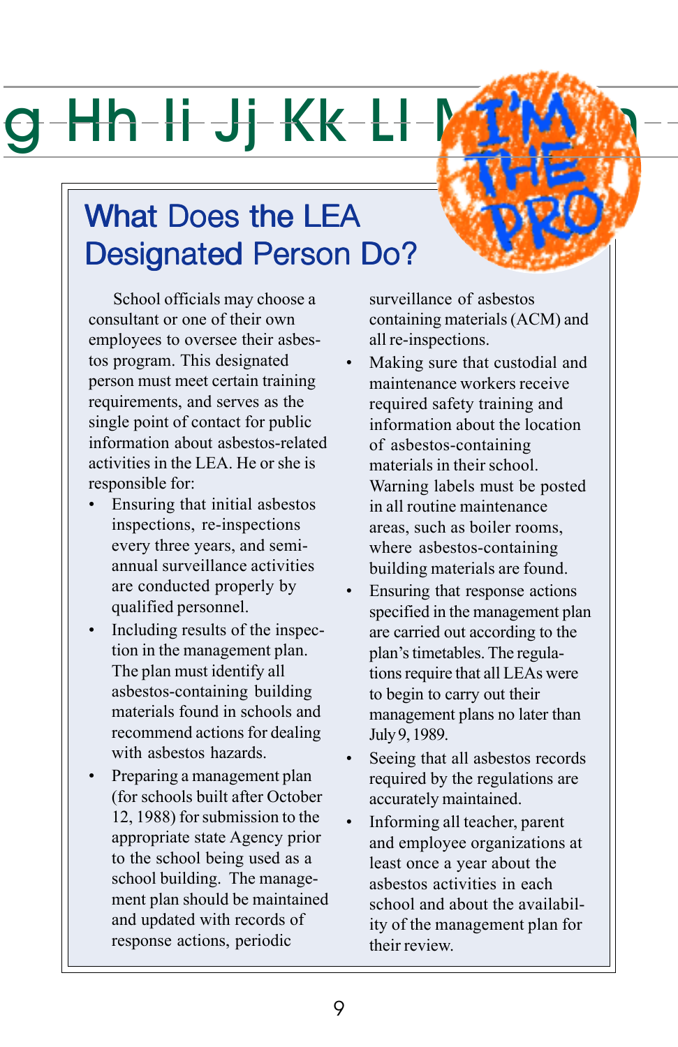## What Does the LEA Designated Person Do?

School officials may choose a consultant or one of their own employees to oversee their asbestos program. This designated person must meet certain training requirements, and serves as the single point of contact for public information about asbestos-related activities in the LEA. He or she is responsible for:

- Ensuring that initial asbestos inspections, re-inspections every three years, and semi-annual surveillance activities are conducted properly by qualified personnel.
- Including results of the inspection in the management plan. The plan must identify all asbestos-containing building materials found in schools and recommend actions for dealing with asbestos hazards.
- Preparing a management plan (for schools built after October 12, 1988) for submission to the appropriate state Agency prior to the school being used as a school building. The management plan should be maintained and updated with records of response actions, periodic surveillance of asbestos containing materials (ACM) and all re-inspections.
- Making sure that custodial and maintenance workers receive required safety training and information about the location of asbestos-containing materials in their school. Warning labels must be posted in all routine maintenance areas, such as boiler rooms, where asbestos-containing building materials are found.
- Ensuring that response actions specified in the management plan are carried out according to the plan's timetables. The regulations require that all LEAs were to begin to carry out their management plans no later than July 9, 1989.
- Seeing that all asbestos records required by the regulations are accurately maintained.
- Informing all teacher, parent and employee organizations at least once a year about the asbestos activities in each school and about the availability of the management plan for their review.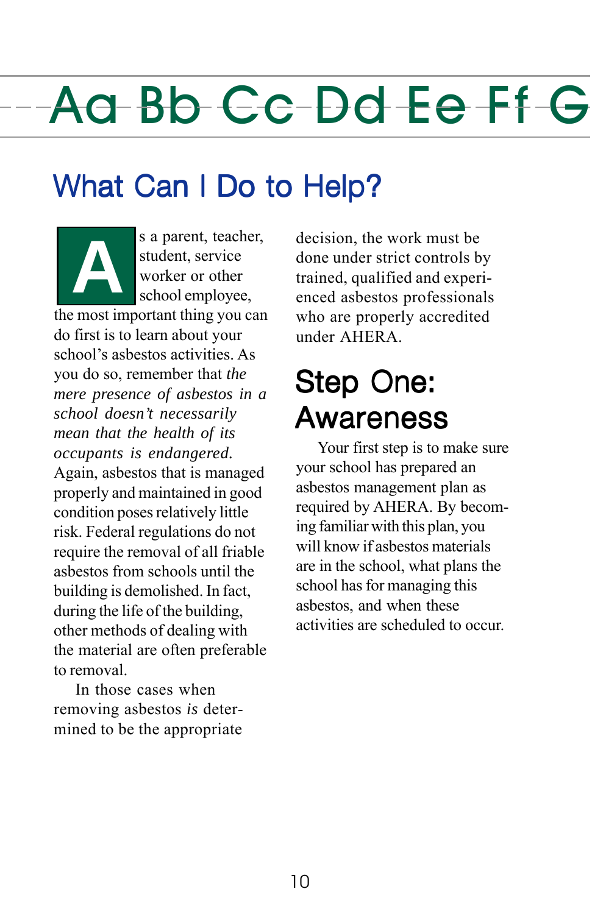## What Can I Do to Help?

As a parent, teacher, student, service worker or other school employee, the most important thing you can do first is to learn about your school's asbestos activities. As you do so, remember that *the mere presence of asbestos in a school doesn't necessarily mean that the health of its occupants is endangered.* Again, asbestos that is managed properly and maintained in good condition poses relatively little risk. Federal regulations do not require the removal of all friable asbestos from schools until the building is demolished. In fact, during the life of the building, other methods of dealing with the material are often preferable to removal.

In those cases when removing asbestos *is* determined to be the appropriate decision, the work must be done under strict controls by trained, qualified and experienced asbestos professionals who are properly accredited under AHERA.

## Step One: Awareness

Your first step is to make sure your school has prepared an asbestos management plan as required by AHERA. By becoming familiar with this plan, you will know if asbestos materials are in the school, what plans the school has for managing this asbestos, and when these activities are scheduled to occur.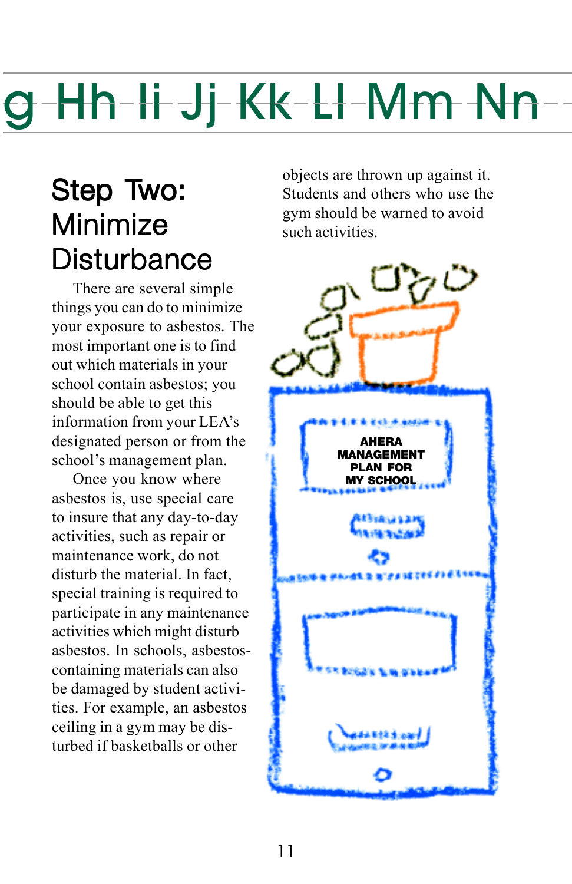## Step Two: Minimize Disturbance

There are several simple things you can do to minimize your exposure to asbestos. The most important one is to find out which materials in your school contain asbestos; you should be able to get this information from your LEA's designated person or from the school's management plan.

Once you know where asbestos is, use special care to insure that any day-to-day activities, such as repair or maintenance work, do not disturb the material. In fact, special training is required to participate in any maintenance activities which might disturb asbestos. In schools, asbestos-containing materials can also be damaged by student activities. For example, an asbestos ceiling in a gym may be disturbed if basketballs or other objects are thrown up against it. Students and others who use the gym should be warned to avoid such activities.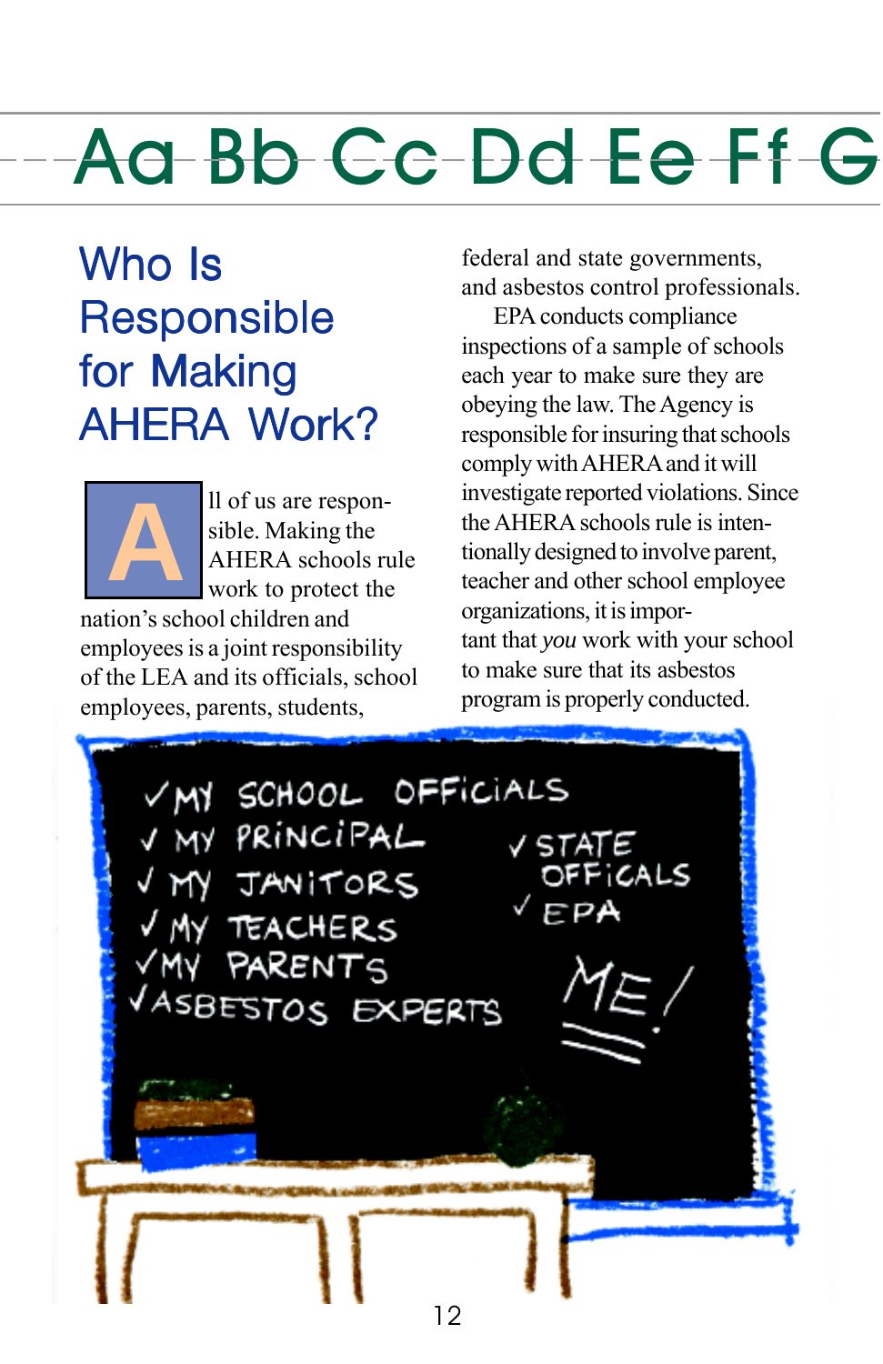# Who Is Responsible for Making AHERA Work?

All of us are responsible. Making the AHERA schools rule work to protect the nation's school children and employees is a joint responsibility of the LEA and its officials, school employees, parents, students, federal and state governments, and asbestos control professionals.

EPA conducts compliance inspections of a sample of schools each year to make sure they are obeying the law. The Agency is responsible for insuring that schools comply with AHERA and it will investigate reported violations. Since the AHERA schools rule is intentionally designed to involve parent, teacher and other school employee organizations, it is important that *you* work with your school to make sure that its asbestos program is properly conducted.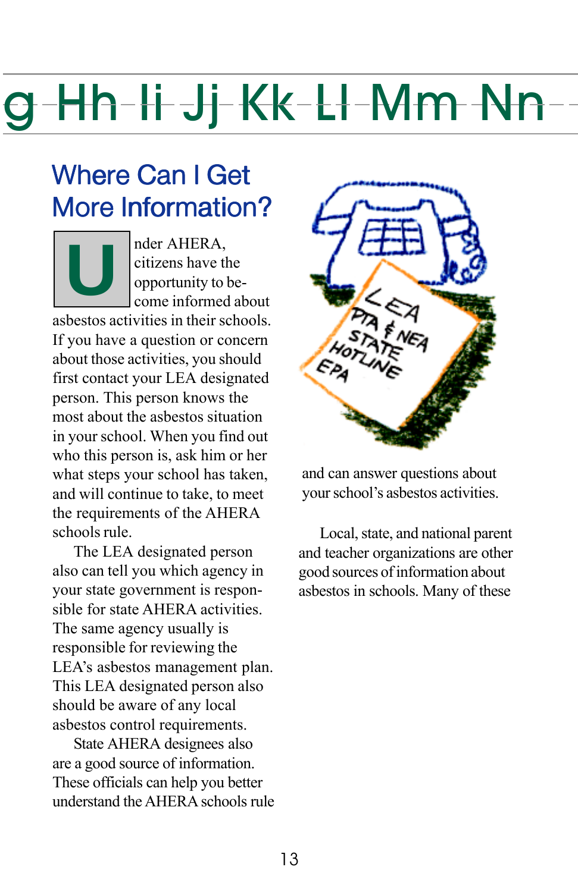## Where Can I Get More Information?

Under AHERA, citizens have the opportunity to become informed about asbestos activities in their schools. If you have a question or concern about those activities, you should first contact your LEA designated person. This person knows the most about the asbestos situation in your school. When you find out who this person is, ask him or her what steps your school has taken, and will continue to take, to meet the requirements of the AHERA schools rule.

The LEA designated person also can tell you which agency in your state government is responsible for state AHERA activities. The same agency usually is responsible for reviewing the LEA's asbestos management plan. This LEA designated person also should be aware of any local asbestos control requirements.

State AHERA designees also are a good source of information. These officials can help you better understand the AHERA schools rule and can answer questions about your school's asbestos activities.

Local, state, and national parent and teacher organizations are other good sources of information about asbestos in schools. Many of these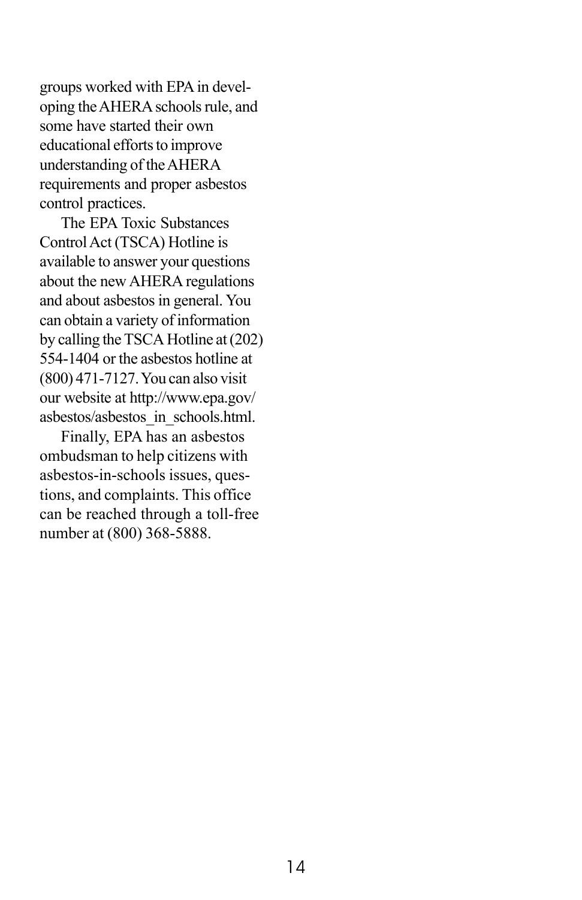groups worked with EPA in developing the AHERA schools rule, and some have started their own educational efforts to improve understanding of the AHERA requirements and proper asbestos control practices.

The EPA Toxic Substances Control Act (TSCA) Hotline is available to answer your questions about the new AHERA regulations and about asbestos in general. You can obtain a variety of information by calling the TSCA Hotline at (202) 554-1404 or the asbestos hotline at (800) 471-7127. You can also visit our website at http://www.epa.gov/asbestos/asbestos_in_schools.html.

Finally, EPA has an asbestos ombudsman to help citizens with asbestos-in-schools issues, questions, and complaints. This office can be reached through a toll-free number at (800) 368-5888.